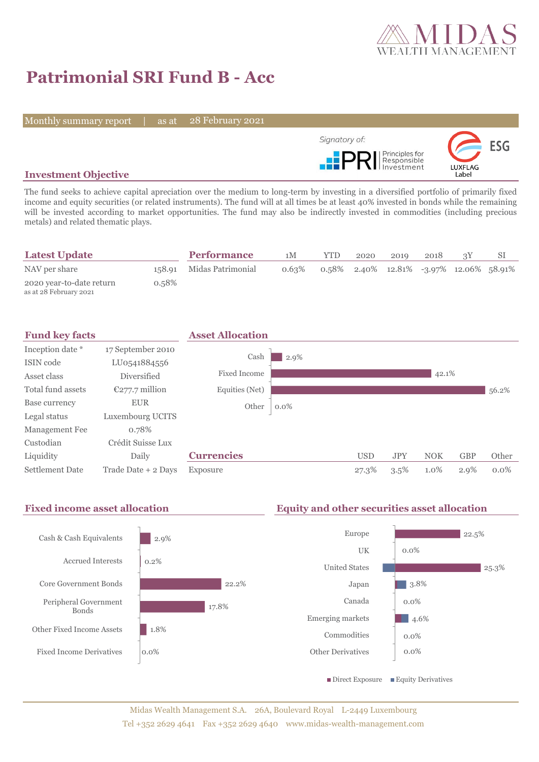# Patrimonial SRI Fund B - Acc

Monthly summary report | as at 28 February 2021

Signatory of: PRI Principles for Responsible Investment

ESG LUXFLAG Label

## Investment Objective

The fund seeks to achieve capital apreciation over the medium to long-term by investing in a diversified portfolio of primarily fixed income and equity securities (or related instruments). The fund will at all times be at least 40% invested in bonds while the remaining will be invested according to market opportunities. The fund may also be indirectly invested in commodities (including precious metals) and related thematic plays.

## Latest Update

| | |
|---|---|
| NAV per share | 158.91 |
| 2020 year-to-date return<br>as at 28 February 2021 | 0.58% |

## Performance

| | 1M | YTD | 2020 | 2019 | 2018 | 3Y | SI |
|---|---|---|---|---|---|---|---|
| Midas Patrimonial | 0.63% | 0.58% | 2.40% | 12.81% | -3.97% | 12.06% | 58.91% |

## Fund key facts

| | |
|---|---|
| Inception date * | 17 September 2010 |
| ISIN code | LU0541884556 |
| Asset class | Diversified |
| Total fund assets | €277.7 million |
| Base currency | EUR |
| Legal status | Luxembourg UCITS |
| Management Fee | 0.78% |
| Custodian | Crédit Suisse Lux |
| Liquidity | Daily |
| Settlement Date | Trade Date + 2 Days |

## Asset Allocation

| | |
|---|---|
| Cash | 2.9% |
| Fixed Income | 42.1% |
| Equities (Net) | 56.2% |
| Other | 0.0% |

## Currencies

| | USD | JPY | NOK | GBP | Other |
|---|---|---|---|---|---|
| Exposure | 27.3% | 3.5% | 1.0% | 2.9% | 0.0% |

## Fixed income asset allocation

| | |
|---|---|
| Cash & Cash Equivalents | 2.9% |
| Accrued Interests | 0.2% |
| Core Government Bonds | 22.2% |
| Peripheral Government Bonds | 17.8% |
| Other Fixed Income Assets | 1.8% |
| Fixed Income Derivatives | 0.0% |

## Equity and other securities asset allocation

| | |
|---|---|
| Europe | 22.5% |
| UK | 0.0% |
| United States | 25.3% |
| Japan | 3.8% |
| Canada | 0.0% |
| Emerging markets | 4.6% |
| Commodities | 0.0% |
| Other Derivatives | 0.0% |

■ Direct Exposure ■ Equity Derivatives

Midas Wealth Management S.A. 26A, Boulevard Royal L-2449 Luxembourg
Tel +352 2629 4641 Fax +352 2629 4640 www.midas-wealth-management.com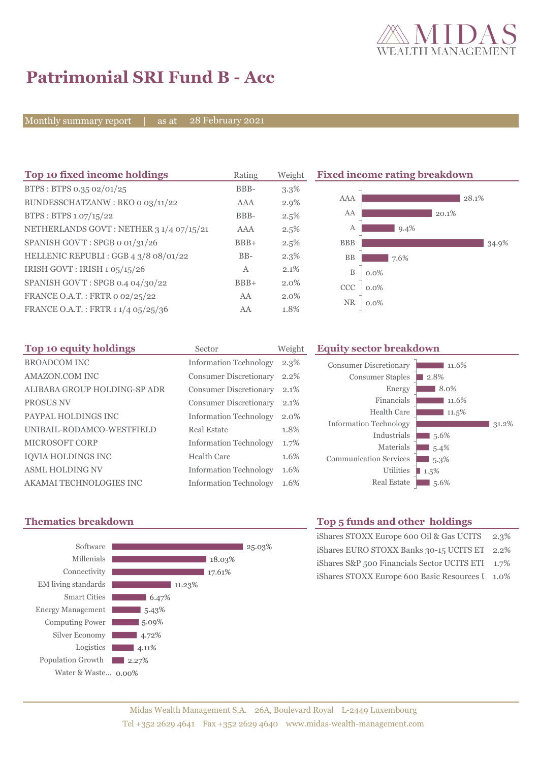# Patrimonial SRI Fund B - Acc

Monthly summary report | as at 28 February 2021

## Top 10 fixed income holdings

| Top 10 fixed income holdings | Rating | Weight |
|---|---|---|
| BTPS : BTPS 0.35 02/01/25 | BBB- | 3.3% |
| BUNDESSCHATZANW : BKO 0 03/11/22 | AAA | 2.9% |
| BTPS : BTPS 1 07/15/22 | BBB- | 2.5% |
| NETHERLANDS GOVT : NETHER 3 1/4 07/15/21 | AAA | 2.5% |
| SPANISH GOV'T : SPGB 0 01/31/26 | BBB+ | 2.5% |
| HELLENIC REPUBLI : GGB 4 3/8 08/01/22 | BB- | 2.3% |
| IRISH GOVT : IRISH 1 05/15/26 | A | 2.1% |
| SPANISH GOV'T : SPGB 0.4 04/30/22 | BBB+ | 2.0% |
| FRANCE O.A.T. : FRTR 0 02/25/22 | AA | 2.0% |
| FRANCE O.A.T. : FRTR 1 1/4 05/25/36 | AA | 1.8% |

## Fixed income rating breakdown

| Rating | Weight |
|---|---|
| AAA | 28.1% |
| AA | 20.1% |
| A | 9.4% |
| BBB | 34.9% |
| BB | 7.6% |
| B | 0.0% |
| CCC | 0.0% |
| NR | 0.0% |

## Top 10 equity holdings

| Top 10 equity holdings | Sector | Weight |
|---|---|---|
| BROADCOM INC | Information Technology | 2.3% |
| AMAZON.COM INC | Consumer Discretionary | 2.2% |
| ALIBABA GROUP HOLDING-SP ADR | Consumer Discretionary | 2.1% |
| PROSUS NV | Consumer Discretionary | 2.1% |
| PAYPAL HOLDINGS INC | Information Technology | 2.0% |
| UNIBAIL-RODAMCO-WESTFIELD | Real Estate | 1.8% |
| MICROSOFT CORP | Information Technology | 1.7% |
| IQVIA HOLDINGS INC | Health Care | 1.6% |
| ASML HOLDING NV | Information Technology | 1.6% |
| AKAMAI TECHNOLOGIES INC | Information Technology | 1.6% |

## Equity sector breakdown

| Sector | Weight |
|---|---|
| Consumer Discretionary | 11.6% |
| Consumer Staples | 2.8% |
| Energy | 8.0% |
| Financials | 11.6% |
| Health Care | 11.5% |
| Information Technology | 31.2% |
| Industrials | 5.6% |
| Materials | 5.4% |
| Communication Services | 5.3% |
| Utilities | 1.5% |
| Real Estate | 5.6% |

## Thematics breakdown

| Thematic | Weight |
|---|---|
| Software | 25.03% |
| Millenials | 18.03% |
| Connectivity | 17.61% |
| EM living standards | 11.23% |
| Smart Cities | 6.47% |
| Energy Management | 5.43% |
| Computing Power | 5.09% |
| Silver Economy | 4.72% |
| Logistics | 4.11% |
| Population Growth | 2.27% |
| Water & Waste... | 0.00% |

## Top 5 funds and other holdings

| Holding | Weight |
|---|---|
| iShares STOXX Europe 600 Oil & Gas UCITS | 2.3% |
| iShares EURO STOXX Banks 30-15 UCITS ET | 2.2% |
| iShares S&P 500 Financials Sector UCITS ETI | 1.7% |
| iShares STOXX Europe 600 Basic Resources U | 1.0% |

Midas Wealth Management S.A. 26A, Boulevard Royal L-2449 Luxembourg
Tel +352 2629 4641 Fax +352 2629 4640 www.midas-wealth-management.com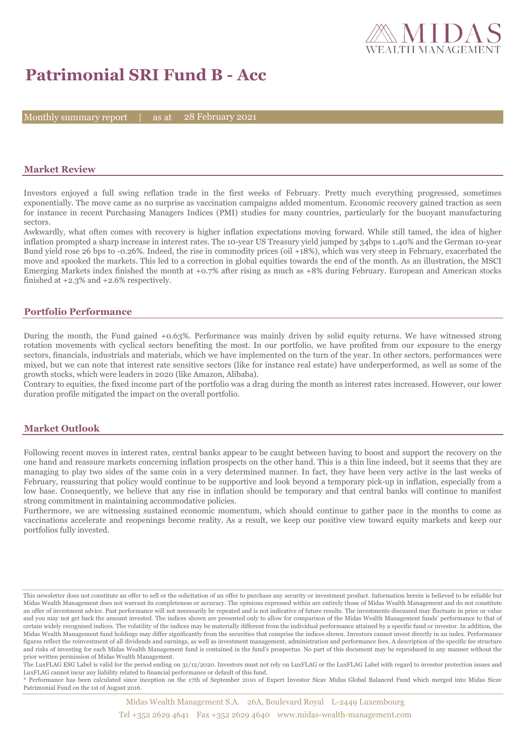# Patrimonial SRI Fund B - Acc

Monthly summary report | as at 28 February 2021

## Market Review

Investors enjoyed a full swing reflation trade in the first weeks of February. Pretty much everything progressed, sometimes exponentially. The move came as no surprise as vaccination campaigns added momentum. Economic recovery gained traction as seen for instance in recent Purchasing Managers Indices (PMI) studies for many countries, particularly for the buoyant manufacturing sectors.
Awkwardly, what often comes with recovery is higher inflation expectations moving forward. While still tamed, the idea of higher inflation prompted a sharp increase in interest rates. The 10-year US Treasury yield jumped by 34bps to 1.40% and the German 10-year Bund yield rose 26 bps to -0.26%. Indeed, the rise in commodity prices (oil +18%), which was very steep in February, exacerbated the move and spooked the markets. This led to a correction in global equities towards the end of the month. As an illustration, the MSCI Emerging Markets index finished the month at +0.7% after rising as much as +8% during February. European and American stocks finished at +2.3% and +2.6% respectively.

## Portfolio Performance

During the month, the Fund gained +0.63%. Performance was mainly driven by solid equity returns. We have witnessed strong rotation movements with cyclical sectors benefiting the most. In our portfolio, we have profited from our exposure to the energy sectors, financials, industrials and materials, which we have implemented on the turn of the year. In other sectors, performances were mixed, but we can note that interest rate sensitive sectors (like for instance real estate) have underperformed, as well as some of the growth stocks, which were leaders in 2020 (like Amazon, Alibaba).
Contrary to equities, the fixed income part of the portfolio was a drag during the month as interest rates increased. However, our lower duration profile mitigated the impact on the overall portfolio.

## Market Outlook

Following recent moves in interest rates, central banks appear to be caught between having to boost and support the recovery on the one hand and reassure markets concerning inflation prospects on the other hand. This is a thin line indeed, but it seems that they are managing to play two sides of the same coin in a very determined manner. In fact, they have been very active in the last weeks of February, reassuring that policy would continue to be supportive and look beyond a temporary pick-up in inflation, especially from a low base. Consequently, we believe that any rise in inflation should be temporary and that central banks will continue to manifest strong commitment in maintaining accommodative policies.
Furthermore, we are witnessing sustained economic momentum, which should continue to gather pace in the months to come as vaccinations accelerate and reopenings become reality. As a result, we keep our positive view toward equity markets and keep our portfolios fully invested.

This newsletter does not constitute an offer to sell or the solicitation of an offer to purchase any security or investment product. Information herein is believed to be reliable but Midas Wealth Management does not warrant its completeness or accuracy. The opinions expressed within are entirely those of Midas Wealth Management and do not constitute an offer of investment advice. Past performance will not necessarily be repeated and is not indicative of future results. The investments discussed may fluctuate in price or value and you may not get back the amount invested. The indices shown are presented only to allow for comparison of the Midas Wealth Management funds' performance to that of certain widely recognised indices. The volatility of the indices may be materially different from the individual performance attained by a specific fund or investor. In addition, the Midas Wealth Management fund holdings may differ significantly from the securities that comprise the indices shown. Investors cannot invest directly in an index. Performance figures reflect the reinvestment of all dividends and earnings, as well as investment management, administration and performance fees. A description of the specific fee structure and risks of investing for each Midas Wealth Management fund is contained in the fund's prospectus. No part of this document may be reproduced in any manner without the prior written permission of Midas Wealth Management.
The LuxFLAG ESG Label is valid for the period ending on 31/12/2020. Investors must not rely on LuxFLAG or the LuxFLAG Label with regard to investor protection issues and LuxFLAG cannot incur any liability related to financial performance or default of this fund.
* Performance has been calculated since inception on the 17th of September 2010 of Expert Investor Sicav Midas Global Balanced Fund which merged into Midas Sicav Patrimonial Fund on the 1st of August 2016.

Midas Wealth Management S.A. 26A, Boulevard Royal L-2449 Luxembourg
Tel +352 2629 4641 Fax +352 2629 4640 www.midas-wealth-management.com